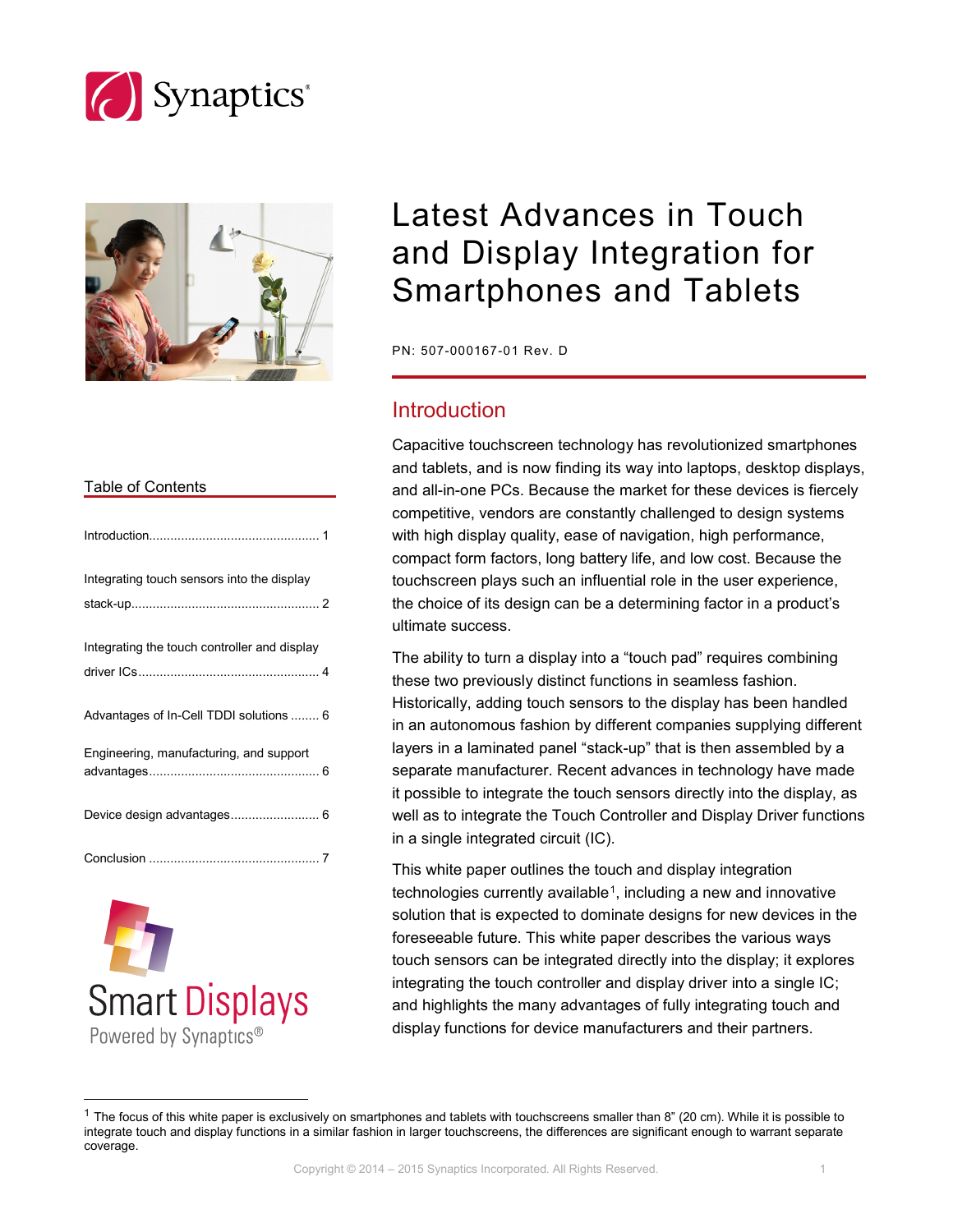# Latest Advances in Touch and Display Integration for Smartphones and Tablets

PN: 507-000167-01 Rev. D

## Table of Contents

- Introduction................................................ 1
- Integrating touch sensors into the display stack-up.................................................... 2
- Integrating the touch controller and display driver ICs.................................................. 4
- Advantages of In-Cell TDDI solutions ........ 6
- Engineering, manufacturing, and support advantages................................................ 6
- Device design advantages......................... 6
- Conclusion ................................................ 7

Smart Displays
Powered by Synaptics®

## Introduction

Capacitive touchscreen technology has revolutionized smartphones and tablets, and is now finding its way into laptops, desktop displays, and all-in-one PCs. Because the market for these devices is fiercely competitive, vendors are constantly challenged to design systems with high display quality, ease of navigation, high performance, compact form factors, long battery life, and low cost. Because the touchscreen plays such an influential role in the user experience, the choice of its design can be a determining factor in a product's ultimate success.

The ability to turn a display into a "touch pad" requires combining these two previously distinct functions in seamless fashion. Historically, adding touch sensors to the display has been handled in an autonomous fashion by different companies supplying different layers in a laminated panel "stack-up" that is then assembled by a separate manufacturer. Recent advances in technology have made it possible to integrate the touch sensors directly into the display, as well as to integrate the Touch Controller and Display Driver functions in a single integrated circuit (IC).

This white paper outlines the touch and display integration technologies currently available[1], including a new and innovative solution that is expected to dominate designs for new devices in the foreseeable future. This white paper describes the various ways touch sensors can be integrated directly into the display; it explores integrating the touch controller and display driver into a single IC; and highlights the many advantages of fully integrating touch and display functions for device manufacturers and their partners.

[1] The focus of this white paper is exclusively on smartphones and tablets with touchscreens smaller than 8" (20 cm). While it is possible to integrate touch and display functions in a similar fashion in larger touchscreens, the differences are significant enough to warrant separate coverage.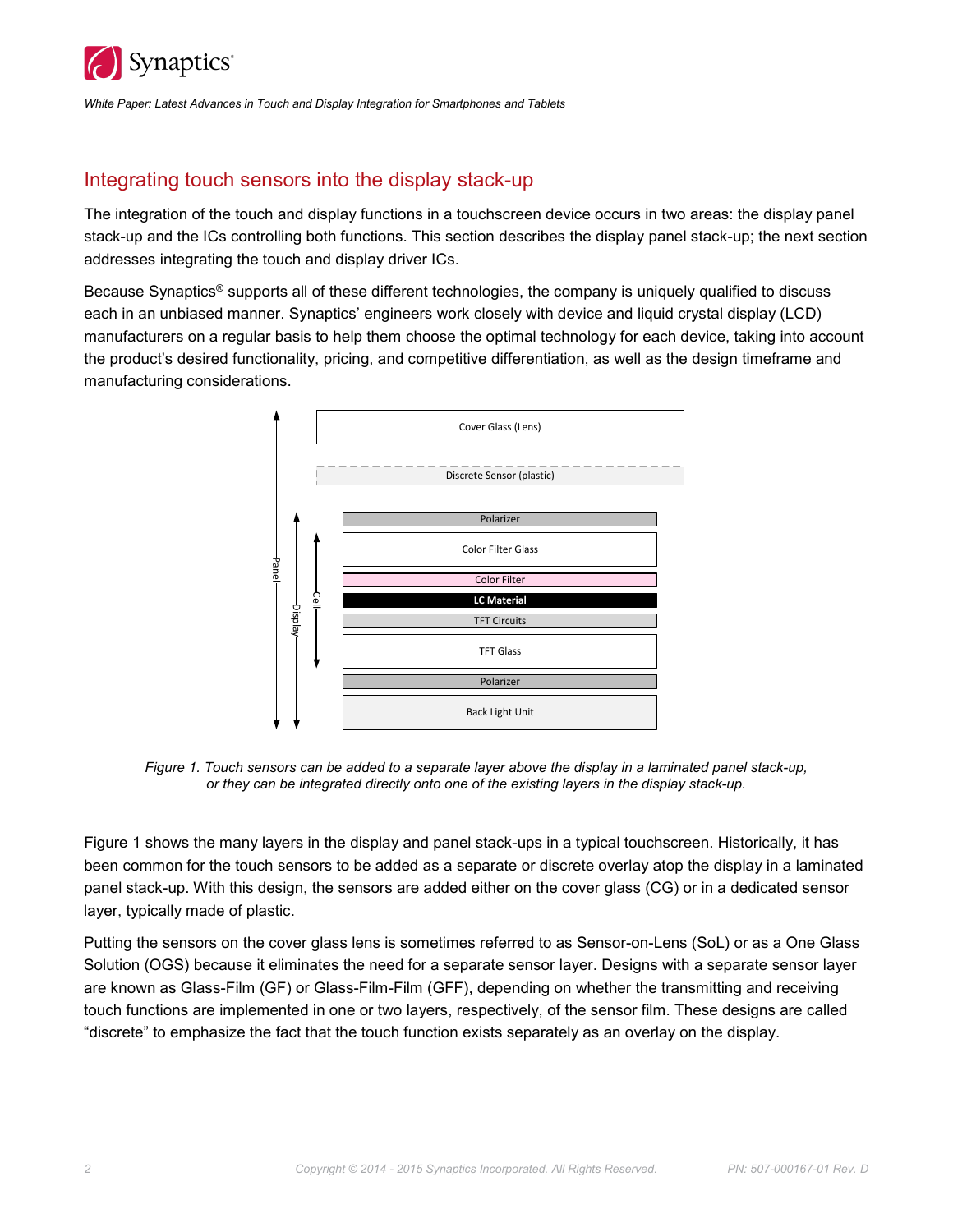## Integrating touch sensors into the display stack-up

The integration of the touch and display functions in a touchscreen device occurs in two areas: the display panel stack-up and the ICs controlling both functions. This section describes the display panel stack-up; the next section addresses integrating the touch and display driver ICs.

Because Synaptics® supports all of these different technologies, the company is uniquely qualified to discuss each in an unbiased manner. Synaptics' engineers work closely with device and liquid crystal display (LCD) manufacturers on a regular basis to help them choose the optimal technology for each device, taking into account the product's desired functionality, pricing, and competitive differentiation, as well as the design timeframe and manufacturing considerations.

Cover Glass (Lens)
Discrete Sensor (plastic)
Polarizer
Color Filter Glass
Color Filter
LC Material
TFT Circuits
TFT Glass
Polarizer
Back Light Unit
Panel
Display
Cell

*Figure 1. Touch sensors can be added to a separate layer above the display in a laminated panel stack-up, or they can be integrated directly onto one of the existing layers in the display stack-up.*

Figure 1 shows the many layers in the display and panel stack-ups in a typical touchscreen. Historically, it has been common for the touch sensors to be added as a separate or discrete overlay atop the display in a laminated panel stack-up. With this design, the sensors are added either on the cover glass (CG) or in a dedicated sensor layer, typically made of plastic.

Putting the sensors on the cover glass lens is sometimes referred to as Sensor-on-Lens (SoL) or as a One Glass Solution (OGS) because it eliminates the need for a separate sensor layer. Designs with a separate sensor layer are known as Glass-Film (GF) or Glass-Film-Film (GFF), depending on whether the transmitting and receiving touch functions are implemented in one or two layers, respectively, of the sensor film. These designs are called "discrete" to emphasize the fact that the touch function exists separately as an overlay on the display.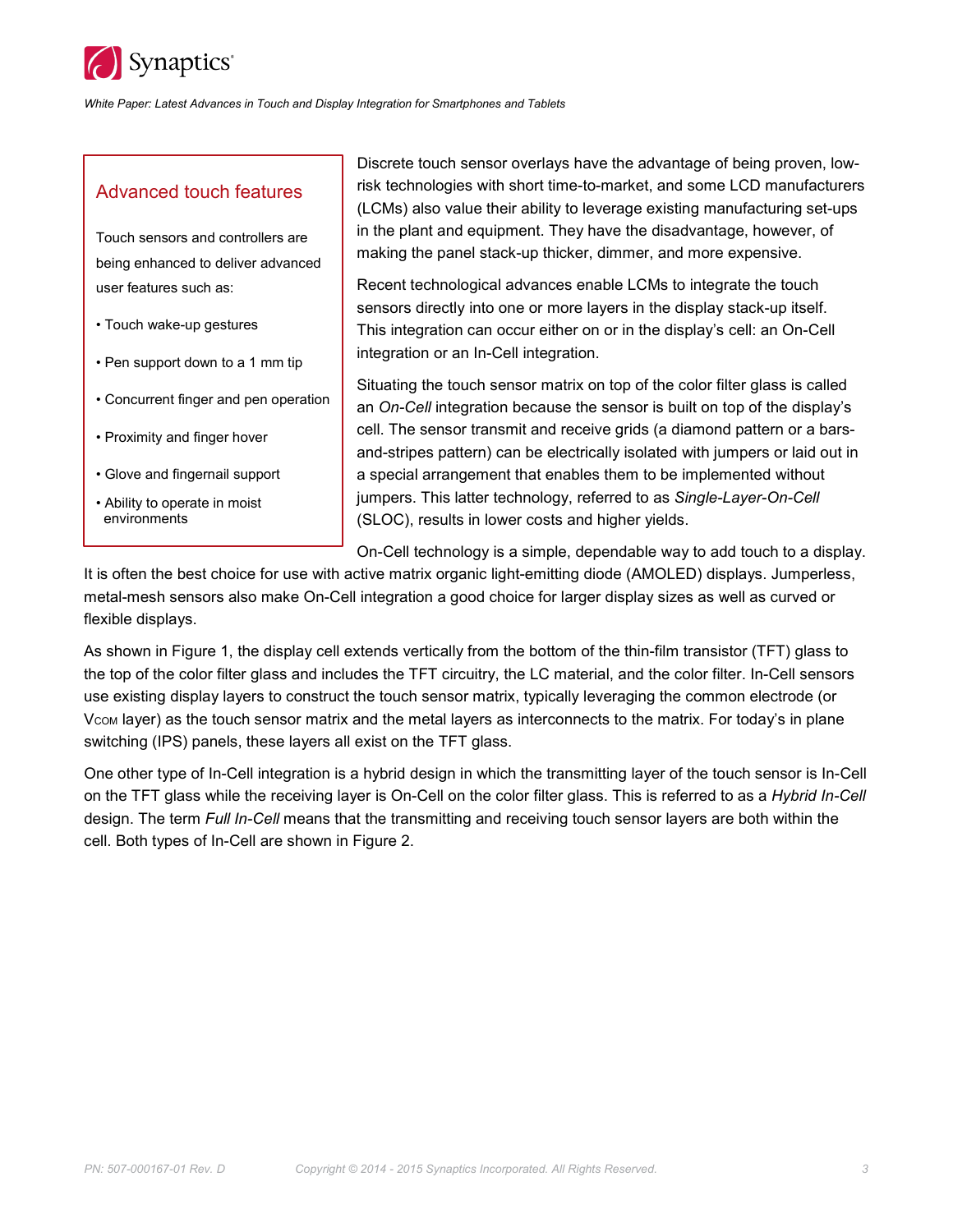### Advanced touch features

Touch sensors and controllers are being enhanced to deliver advanced user features such as:

- Touch wake-up gestures
- Pen support down to a 1 mm tip
- Concurrent finger and pen operation
- Proximity and finger hover
- Glove and fingernail support
- Ability to operate in moist environments

Discrete touch sensor overlays have the advantage of being proven, low-risk technologies with short time-to-market, and some LCD manufacturers (LCMs) also value their ability to leverage existing manufacturing set-ups in the plant and equipment. They have the disadvantage, however, of making the panel stack-up thicker, dimmer, and more expensive.

Recent technological advances enable LCMs to integrate the touch sensors directly into one or more layers in the display stack-up itself. This integration can occur either on or in the display's cell: an On-Cell integration or an In-Cell integration.

Situating the touch sensor matrix on top of the color filter glass is called an *On-Cell* integration because the sensor is built on top of the display's cell. The sensor transmit and receive grids (a diamond pattern or a bars-and-stripes pattern) can be electrically isolated with jumpers or laid out in a special arrangement that enables them to be implemented without jumpers. This latter technology, referred to as *Single-Layer-On-Cell* (SLOC), results in lower costs and higher yields.

On-Cell technology is a simple, dependable way to add touch to a display. It is often the best choice for use with active matrix organic light-emitting diode (AMOLED) displays. Jumperless, metal-mesh sensors also make On-Cell integration a good choice for larger display sizes as well as curved or flexible displays.

As shown in Figure 1, the display cell extends vertically from the bottom of the thin-film transistor (TFT) glass to the top of the color filter glass and includes the TFT circuitry, the LC material, and the color filter. In-Cell sensors use existing display layers to construct the touch sensor matrix, typically leveraging the common electrode (or $V_{COM}$ layer) as the touch sensor matrix and the metal layers as interconnects to the matrix. For today's in plane switching (IPS) panels, these layers all exist on the TFT glass.

One other type of In-Cell integration is a hybrid design in which the transmitting layer of the touch sensor is In-Cell on the TFT glass while the receiving layer is On-Cell on the color filter glass. This is referred to as a *Hybrid In-Cell* design. The term *Full In-Cell* means that the transmitting and receiving touch sensor layers are both within the cell. Both types of In-Cell are shown in Figure 2.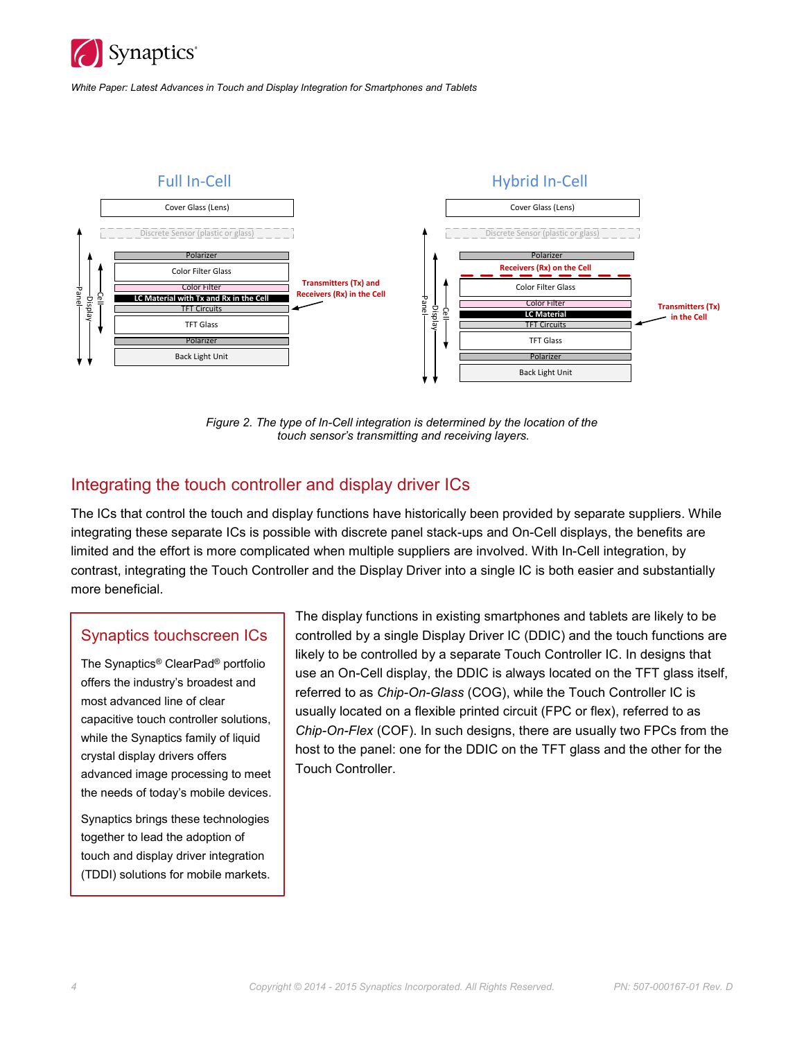Full In-Cell

Cover Glass (Lens)

Discrete Sensor (plastic or glass)

Polarizer

Color Filter Glass

Color Filter

LC Material with Tx and Rx in the Cell

TFT Circuits

TFT Glass

Polarizer

Back Light Unit

Panel

Display

Cell

Transmitters (Tx) and Receivers (Rx) in the Cell

Hybrid In-Cell

Cover Glass (Lens)

Discrete Sensor (plastic or glass)

Polarizer

Receivers (Rx) on the Cell

Color Filter Glass

Color Filter

LC Material

TFT Circuits

TFT Glass

Polarizer

Back Light Unit

Panel

Display

Cell

Transmitters (Tx) in the Cell

*Figure 2. The type of In-Cell integration is determined by the location of the touch sensor's transmitting and receiving layers.*

## Integrating the touch controller and display driver ICs

The ICs that control the touch and display functions have historically been provided by separate suppliers. While integrating these separate ICs is possible with discrete panel stack-ups and On-Cell displays, the benefits are limited and the effort is more complicated when multiple suppliers are involved. With In-Cell integration, by contrast, integrating the Touch Controller and the Display Driver into a single IC is both easier and substantially more beneficial.

The display functions in existing smartphones and tablets are likely to be controlled by a single Display Driver IC (DDIC) and the touch functions are likely to be controlled by a separate Touch Controller IC. In designs that use an On-Cell display, the DDIC is always located on the TFT glass itself, referred to as *Chip-On-Glass* (COG), while the Touch Controller IC is usually located on a flexible printed circuit (FPC or flex), referred to as *Chip-On-Flex* (COF). In such designs, there are usually two FPCs from the host to the panel: one for the DDIC on the TFT glass and the other for the Touch Controller.

### Synaptics touchscreen ICs

The Synaptics® ClearPad® portfolio offers the industry's broadest and most advanced line of clear capacitive touch controller solutions, while the Synaptics family of liquid crystal display drivers offers advanced image processing to meet the needs of today's mobile devices.

Synaptics brings these technologies together to lead the adoption of touch and display driver integration (TDDI) solutions for mobile markets.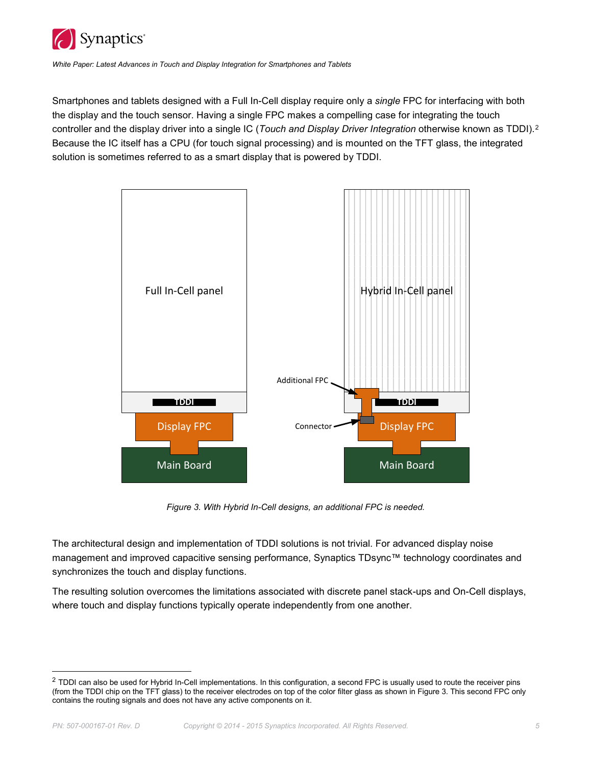Smartphones and tablets designed with a Full In-Cell display require only a *single* FPC for interfacing with both the display and the touch sensor. Having a single FPC makes a compelling case for integrating the touch controller and the display driver into a single IC (*Touch and Display Driver Integration* otherwise known as TDDI).[2] Because the IC itself has a CPU (for touch signal processing) and is mounted on the TFT glass, the integrated solution is sometimes referred to as a smart display that is powered by TDDI.

Full In-Cell panel

TDDI

Display FPC

Main Board

Hybrid In-Cell panel

Additional FPC

TDDI

Connector

Display FPC

Main Board

*Figure 3. With Hybrid In-Cell designs, an additional FPC is needed.*

The architectural design and implementation of TDDI solutions is not trivial. For advanced display noise management and improved capacitive sensing performance, Synaptics TDsync™ technology coordinates and synchronizes the touch and display functions.

The resulting solution overcomes the limitations associated with discrete panel stack-ups and On-Cell displays, where touch and display functions typically operate independently from one another.

---

[2] TDDI can also be used for Hybrid In-Cell implementations. In this configuration, a second FPC is usually used to route the receiver pins (from the TDDI chip on the TFT glass) to the receiver electrodes on top of the color filter glass as shown in Figure 3. This second FPC only contains the routing signals and does not have any active components on it.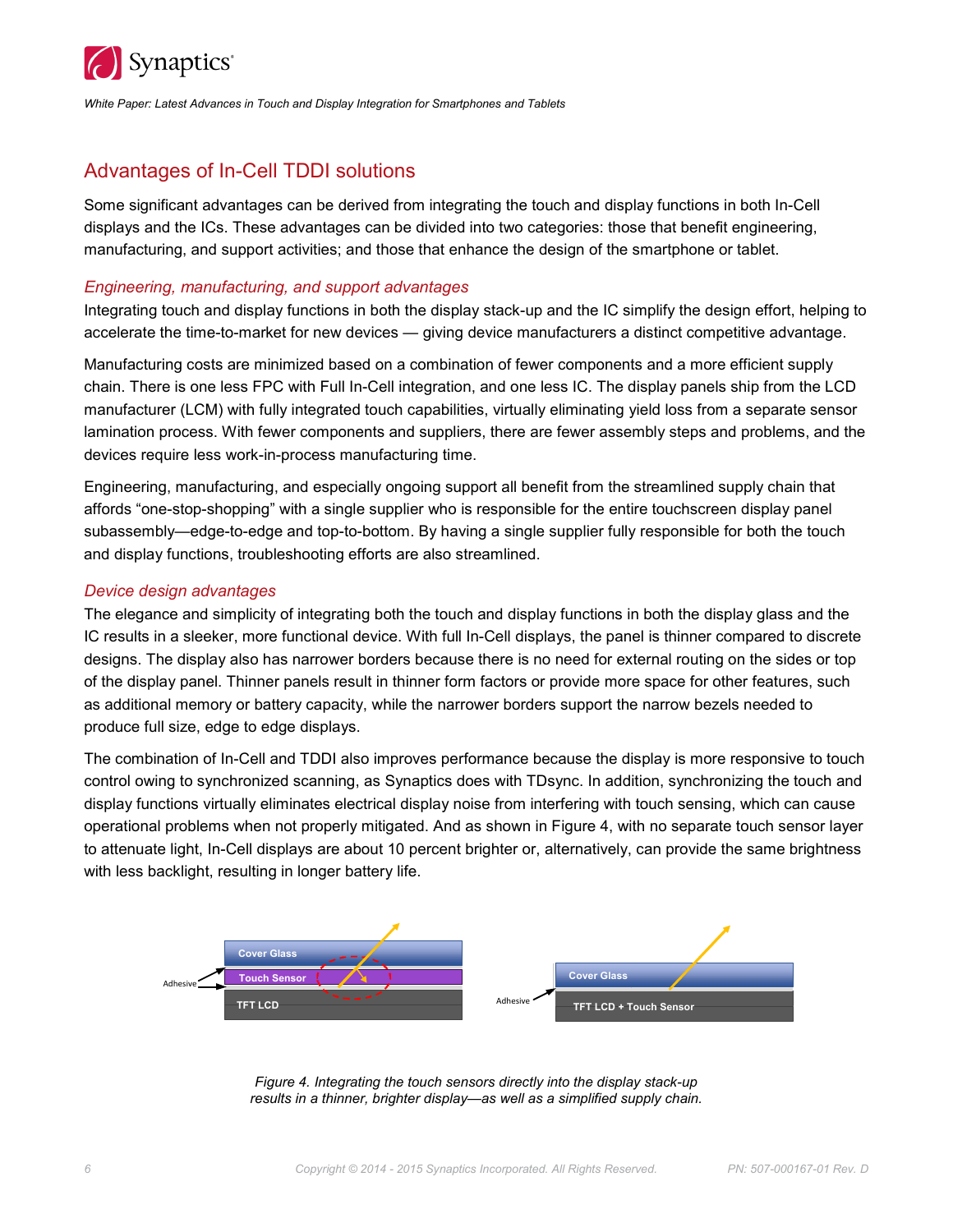## Advantages of In-Cell TDDI solutions

Some significant advantages can be derived from integrating the touch and display functions in both In-Cell displays and the ICs. These advantages can be divided into two categories: those that benefit engineering, manufacturing, and support activities; and those that enhance the design of the smartphone or tablet.

### *Engineering, manufacturing, and support advantages*

Integrating touch and display functions in both the display stack-up and the IC simplify the design effort, helping to accelerate the time-to-market for new devices — giving device manufacturers a distinct competitive advantage.

Manufacturing costs are minimized based on a combination of fewer components and a more efficient supply chain. There is one less FPC with Full In-Cell integration, and one less IC. The display panels ship from the LCD manufacturer (LCM) with fully integrated touch capabilities, virtually eliminating yield loss from a separate sensor lamination process. With fewer components and suppliers, there are fewer assembly steps and problems, and the devices require less work-in-process manufacturing time.

Engineering, manufacturing, and especially ongoing support all benefit from the streamlined supply chain that affords "one-stop-shopping" with a single supplier who is responsible for the entire touchscreen display panel subassembly—edge-to-edge and top-to-bottom. By having a single supplier fully responsible for both the touch and display functions, troubleshooting efforts are also streamlined.

### *Device design advantages*

The elegance and simplicity of integrating both the touch and display functions in both the display glass and the IC results in a sleeker, more functional device. With full In-Cell displays, the panel is thinner compared to discrete designs. The display also has narrower borders because there is no need for external routing on the sides or top of the display panel. Thinner panels result in thinner form factors or provide more space for other features, such as additional memory or battery capacity, while the narrower borders support the narrow bezels needed to produce full size, edge to edge displays.

The combination of In-Cell and TDDI also improves performance because the display is more responsive to touch control owing to synchronized scanning, as Synaptics does with TDsync. In addition, synchronizing the touch and display functions virtually eliminates electrical display noise from interfering with touch sensing, which can cause operational problems when not properly mitigated. And as shown in Figure 4, with no separate touch sensor layer to attenuate light, In-Cell displays are about 10 percent brighter or, alternatively, can provide the same brightness with less backlight, resulting in longer battery life.

Cover Glass
Touch Sensor
TFT LCD
Adhesive

Cover Glass
TFT LCD + Touch Sensor
Adhesive

*Figure 4. Integrating the touch sensors directly into the display stack-up results in a thinner, brighter display—as well as a simplified supply chain.*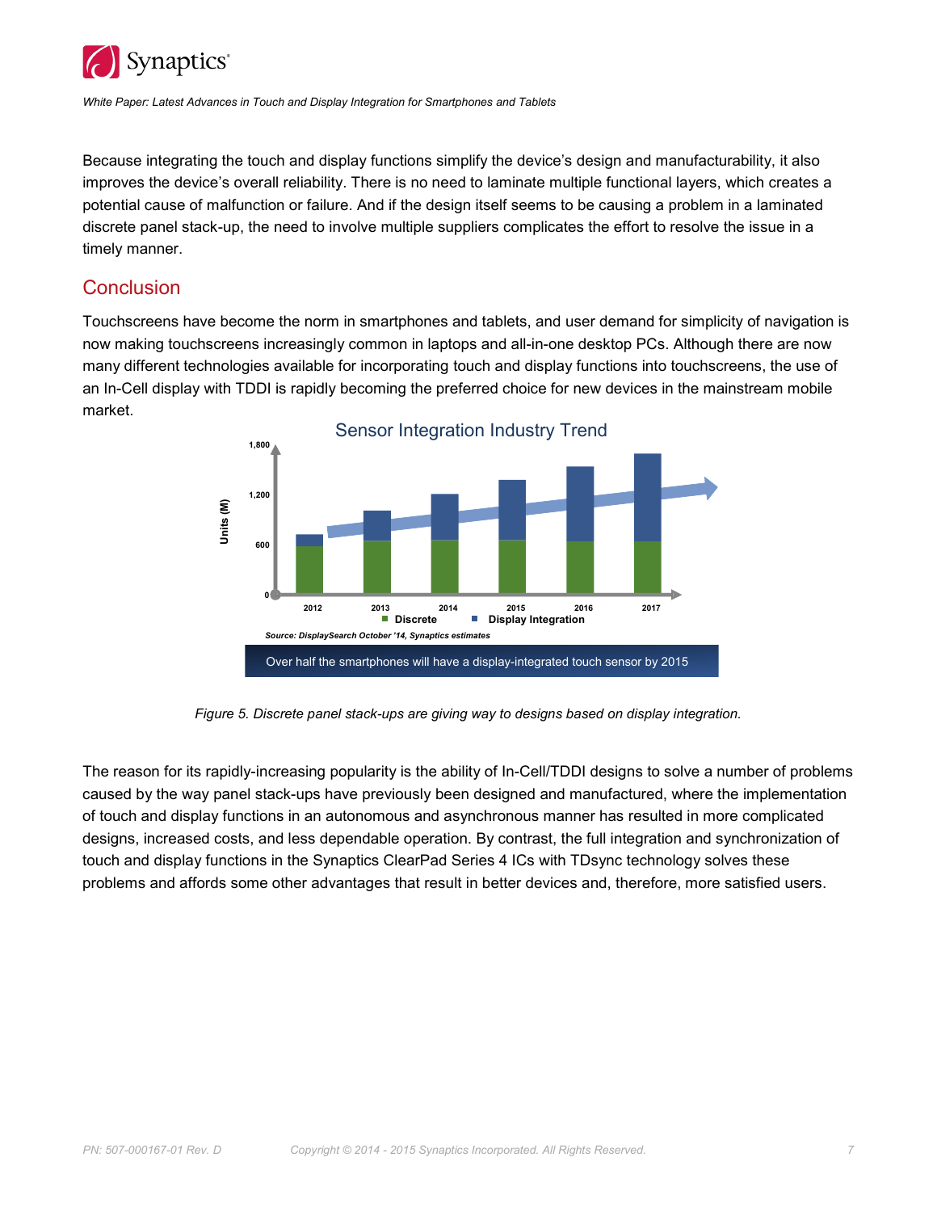Because integrating the touch and display functions simplify the device's design and manufacturability, it also improves the device's overall reliability. There is no need to laminate multiple functional layers, which creates a potential cause of malfunction or failure. And if the design itself seems to be causing a problem in a laminated discrete panel stack-up, the need to involve multiple suppliers complicates the effort to resolve the issue in a timely manner.

## Conclusion

Touchscreens have become the norm in smartphones and tablets, and user demand for simplicity of navigation is now making touchscreens increasingly common in laptops and all-in-one desktop PCs. Although there are now many different technologies available for incorporating touch and display functions into touchscreens, the use of an In-Cell display with TDDI is rapidly becoming the preferred choice for new devices in the mainstream mobile market.

Sensor Integration Industry Trend

Source: DisplaySearch October '14, Synaptics estimates

Over half the smartphones will have a display-integrated touch sensor by 2015

*Figure 5. Discrete panel stack-ups are giving way to designs based on display integration.*

The reason for its rapidly-increasing popularity is the ability of In-Cell/TDDI designs to solve a number of problems caused by the way panel stack-ups have previously been designed and manufactured, where the implementation of touch and display functions in an autonomous and asynchronous manner has resulted in more complicated designs, increased costs, and less dependable operation. By contrast, the full integration and synchronization of touch and display functions in the Synaptics ClearPad Series 4 ICs with TDsync technology solves these problems and affords some other advantages that result in better devices and, therefore, more satisfied users.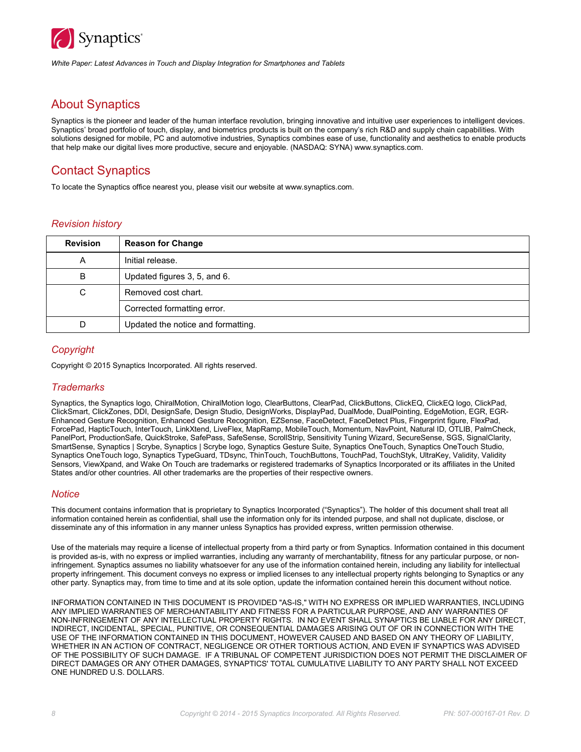## About Synaptics

Synaptics is the pioneer and leader of the human interface revolution, bringing innovative and intuitive user experiences to intelligent devices. Synaptics' broad portfolio of touch, display, and biometrics products is built on the company's rich R&D and supply chain capabilities. With solutions designed for mobile, PC and automotive industries, Synaptics combines ease of use, functionality and aesthetics to enable products that help make our digital lives more productive, secure and enjoyable. (NASDAQ: SYNA) www.synaptics.com.

## Contact Synaptics

To locate the Synaptics office nearest you, please visit our website at www.synaptics.com.

### *Revision history*

| Revision | Reason for Change |
|---|---|
| A | Initial release. |
| B | Updated figures 3, 5, and 6. |
| C | Removed cost chart. |
| | Corrected formatting error. |
| D | Updated the notice and formatting. |

### *Copyright*

Copyright © 2015 Synaptics Incorporated. All rights reserved.

### *Trademarks*

Synaptics, the Synaptics logo, ChiralMotion, ChiralMotion logo, ClearButtons, ClearPad, ClickButtons, ClickEQ, ClickEQ logo, ClickPad, ClickSmart, ClickZones, DDI, DesignSafe, Design Studio, DesignWorks, DisplayPad, DualMode, DualPointing, EdgeMotion, EGR, EGR-Enhanced Gesture Recognition, Enhanced Gesture Recognition, EZSense, FaceDetect, FaceDetect Plus, Fingerprint figure, FlexPad, ForcePad, HapticTouch, InterTouch, LinkXtend, LiveFlex, MapRamp, MobileTouch, Momentum, NavPoint, Natural ID, OTLIB, PalmCheck, PanelPort, ProductionSafe, QuickStroke, SafePass, SafeSense, ScrollStrip, Sensitivity Tuning Wizard, SecureSense, SGS, SignalClarity, SmartSense, Synaptics | Scrybe, Synaptics | Scrybe logo, Synaptics Gesture Suite, Synaptics OneTouch, Synaptics OneTouch Studio, Synaptics OneTouch logo, Synaptics TypeGuard, TDsync, ThinTouch, TouchButtons, TouchPad, TouchStyk, UltraKey, Validity, Validity Sensors, ViewXpand, and Wake On Touch are trademarks or registered trademarks of Synaptics Incorporated or its affiliates in the United States and/or other countries. All other trademarks are the properties of their respective owners.

### *Notice*

This document contains information that is proprietary to Synaptics Incorporated ("Synaptics"). The holder of this document shall treat all information contained herein as confidential, shall use the information only for its intended purpose, and shall not duplicate, disclose, or disseminate any of this information in any manner unless Synaptics has provided express, written permission otherwise.

Use of the materials may require a license of intellectual property from a third party or from Synaptics. Information contained in this document is provided as-is, with no express or implied warranties, including any warranty of merchantability, fitness for any particular purpose, or non-infringement. Synaptics assumes no liability whatsoever for any use of the information contained herein, including any liability for intellectual property infringement. This document conveys no express or implied licenses to any intellectual property rights belonging to Synaptics or any other party. Synaptics may, from time to time and at its sole option, update the information contained herein this document without notice.

INFORMATION CONTAINED IN THIS DOCUMENT IS PROVIDED "AS-IS," WITH NO EXPRESS OR IMPLIED WARRANTIES, INCLUDING ANY IMPLIED WARRANTIES OF MERCHANTABILITY AND FITNESS FOR A PARTICULAR PURPOSE, AND ANY WARRANTIES OF NON-INFRINGEMENT OF ANY INTELLECTUAL PROPERTY RIGHTS. IN NO EVENT SHALL SYNAPTICS BE LIABLE FOR ANY DIRECT, INDIRECT, INCIDENTAL, SPECIAL, PUNITIVE, OR CONSEQUENTIAL DAMAGES ARISING OUT OF OR IN CONNECTION WITH THE USE OF THE INFORMATION CONTAINED IN THIS DOCUMENT, HOWEVER CAUSED AND BASED ON ANY THEORY OF LIABILITY, WHETHER IN AN ACTION OF CONTRACT, NEGLIGENCE OR OTHER TORTIOUS ACTION, AND EVEN IF SYNAPTICS WAS ADVISED OF THE POSSIBILITY OF SUCH DAMAGE. IF A TRIBUNAL OF COMPETENT JURISDICTION DOES NOT PERMIT THE DISCLAIMER OF DIRECT DAMAGES OR ANY OTHER DAMAGES, SYNAPTICS' TOTAL CUMULATIVE LIABILITY TO ANY PARTY SHALL NOT EXCEED ONE HUNDRED U.S. DOLLARS.